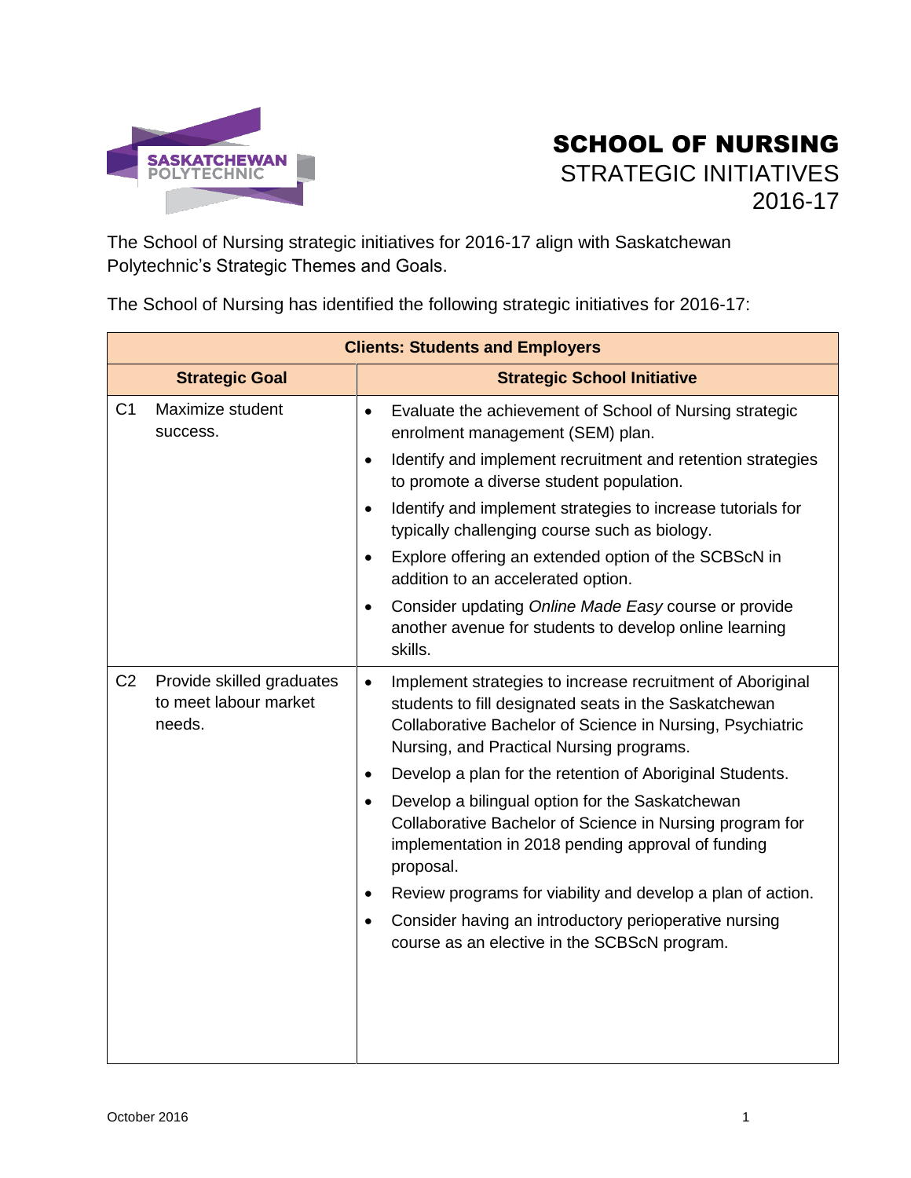# SCHOOL OF NURSING
## STRATEGIC INITIATIVES 2016-17

The School of Nursing strategic initiatives for 2016-17 align with Saskatchewan Polytechnic's Strategic Themes and Goals.

The School of Nursing has identified the following strategic initiatives for 2016-17:

| **Clients: Students and Employers** | | |
|---|---|---|
| **Strategic Goal** | | **Strategic School Initiative** |
| C1 | Maximize student success. | • Evaluate the achievement of School of Nursing strategic enrolment management (SEM) plan.<br>• Identify and implement recruitment and retention strategies to promote a diverse student population.<br>• Identify and implement strategies to increase tutorials for typically challenging course such as biology.<br>• Explore offering an extended option of the SCBScN in addition to an accelerated option.<br>• Consider updating *Online Made Easy* course or provide another avenue for students to develop online learning skills. |
| C2 | Provide skilled graduates to meet labour market needs. | • Implement strategies to increase recruitment of Aboriginal students to fill designated seats in the Saskatchewan Collaborative Bachelor of Science in Nursing, Psychiatric Nursing, and Practical Nursing programs.<br>• Develop a plan for the retention of Aboriginal Students.<br>• Develop a bilingual option for the Saskatchewan Collaborative Bachelor of Science in Nursing program for implementation in 2018 pending approval of funding proposal.<br>• Review programs for viability and develop a plan of action.<br>• Consider having an introductory perioperative nursing course as an elective in the SCBScN program. |

October 2016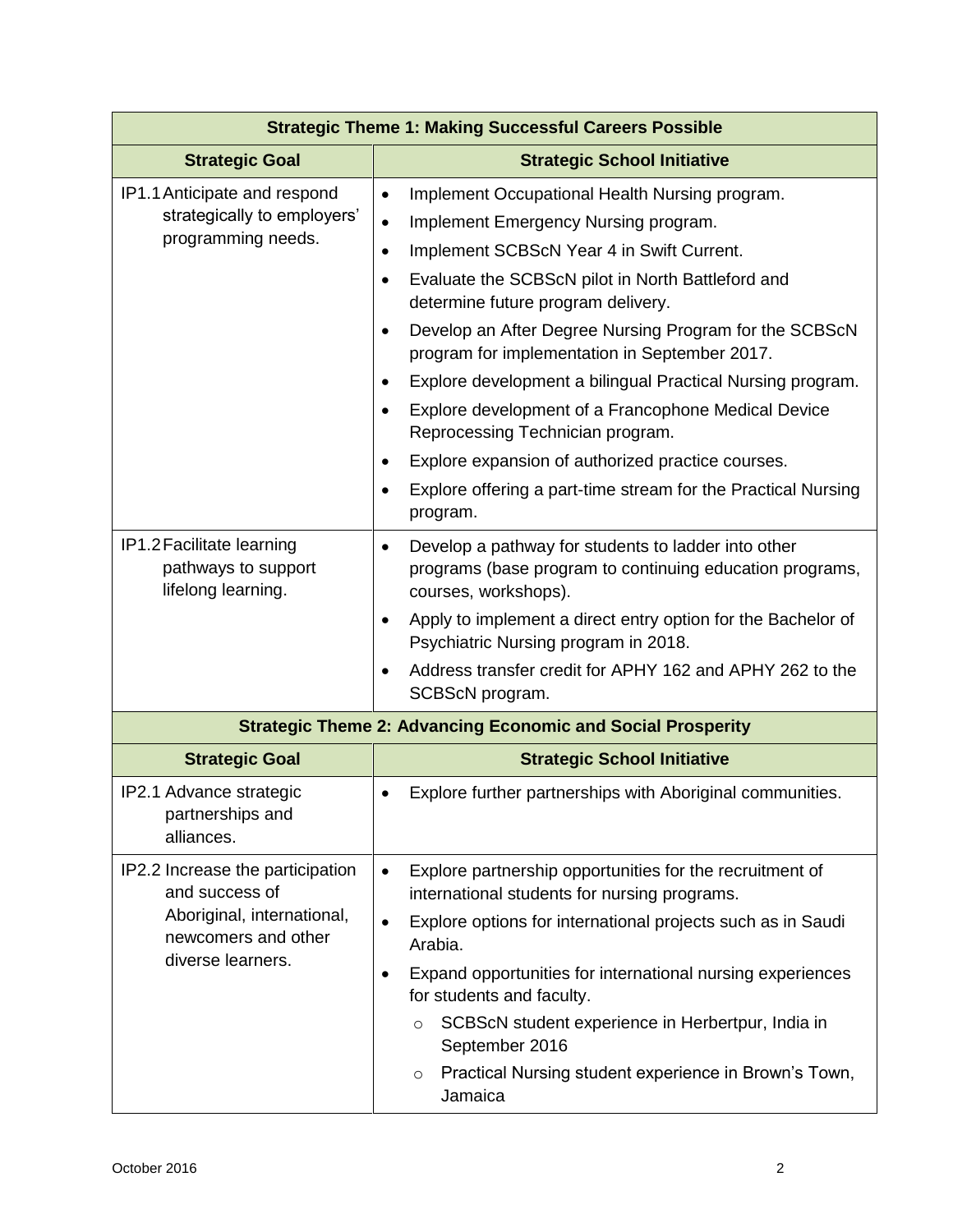| Strategic Theme 1: Making Successful Careers Possible | |
|---|---|
| **Strategic Goal** | **Strategic School Initiative** |
| IP1.1 Anticipate and respond strategically to employers' programming needs. | • Implement Occupational Health Nursing program.<br>• Implement Emergency Nursing program.<br>• Implement SCBScN Year 4 in Swift Current.<br>• Evaluate the SCBScN pilot in North Battleford and determine future program delivery.<br>• Develop an After Degree Nursing Program for the SCBScN program for implementation in September 2017.<br>• Explore development a bilingual Practical Nursing program.<br>• Explore development of a Francophone Medical Device Reprocessing Technician program.<br>• Explore expansion of authorized practice courses.<br>• Explore offering a part-time stream for the Practical Nursing program. |
| IP1.2 Facilitate learning pathways to support lifelong learning. | • Develop a pathway for students to ladder into other programs (base program to continuing education programs, courses, workshops).<br>• Apply to implement a direct entry option for the Bachelor of Psychiatric Nursing program in 2018.<br>• Address transfer credit for APHY 162 and APHY 262 to the SCBScN program. |

| Strategic Theme 2: Advancing Economic and Social Prosperity | |
|---|---|
| **Strategic Goal** | **Strategic School Initiative** |
| IP2.1 Advance strategic partnerships and alliances. | • Explore further partnerships with Aboriginal communities. |
| IP2.2 Increase the participation and success of Aboriginal, international, newcomers and other diverse learners. | • Explore partnership opportunities for the recruitment of international students for nursing programs.<br>• Explore options for international projects such as in Saudi Arabia.<br>• Expand opportunities for international nursing experiences for students and faculty.<br>&nbsp;&nbsp;&nbsp;&nbsp;○ SCBScN student experience in Herbertpur, India in September 2016<br>&nbsp;&nbsp;&nbsp;&nbsp;○ Practical Nursing student experience in Brown's Town, Jamaica |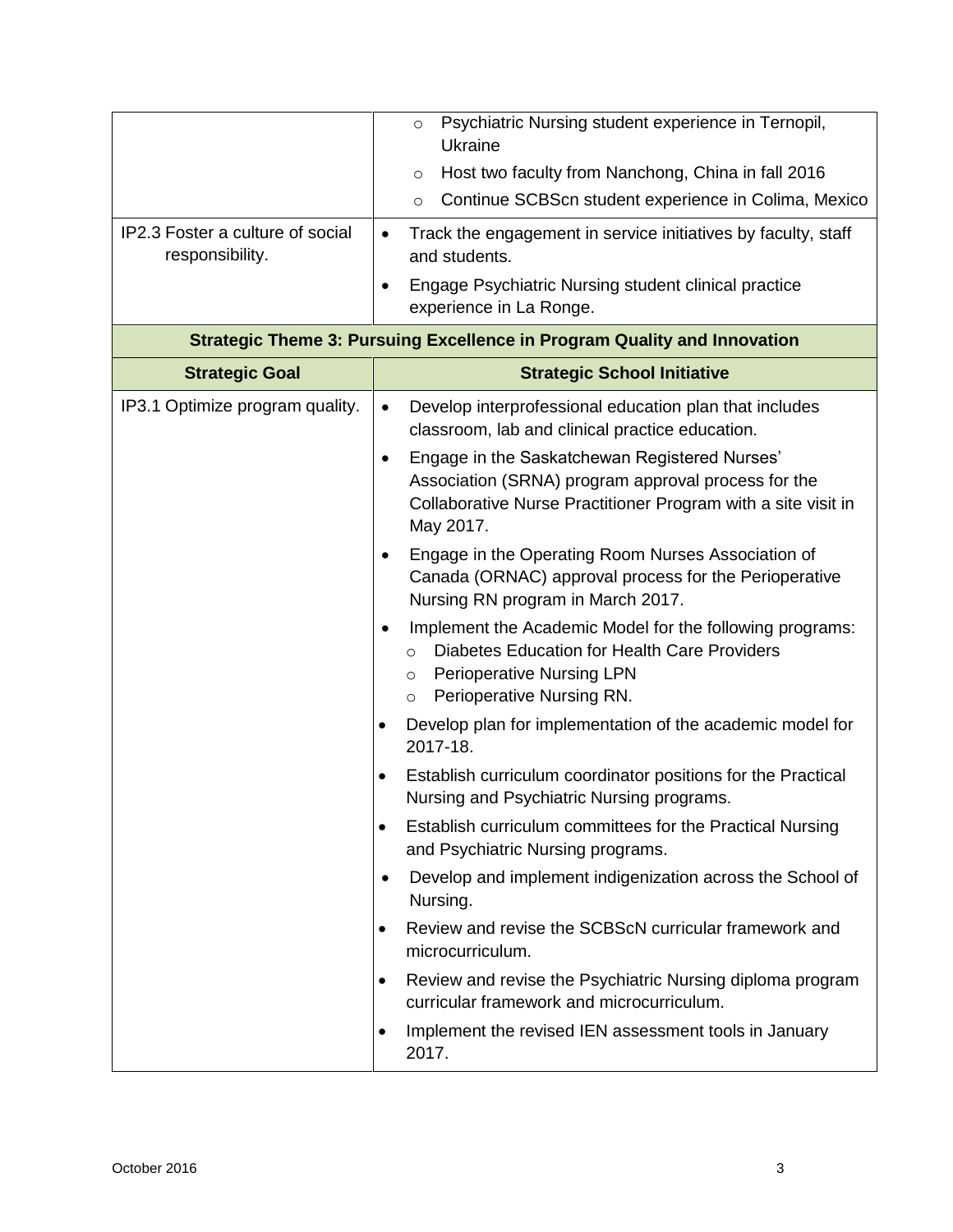| | |
|---|---|
| | ◦ Psychiatric Nursing student experience in Ternopil, Ukraine<br>◦ Host two faculty from Nanchong, China in fall 2016<br>◦ Continue SCBScn student experience in Colima, Mexico |
| IP2.3 Foster a culture of social responsibility. | • Track the engagement in service initiatives by faculty, staff and students.<br>• Engage Psychiatric Nursing student clinical practice experience in La Ronge. |

**Strategic Theme 3: Pursuing Excellence in Program Quality and Innovation**

| Strategic Goal | Strategic School Initiative |
|---|---|
| IP3.1 Optimize program quality. | • Develop interprofessional education plan that includes classroom, lab and clinical practice education.<br>• Engage in the Saskatchewan Registered Nurses' Association (SRNA) program approval process for the Collaborative Nurse Practitioner Program with a site visit in May 2017.<br>• Engage in the Operating Room Nurses Association of Canada (ORNAC) approval process for the Perioperative Nursing RN program in March 2017.<br>• Implement the Academic Model for the following programs:<br>◦ Diabetes Education for Health Care Providers<br>◦ Perioperative Nursing LPN<br>◦ Perioperative Nursing RN.<br>• Develop plan for implementation of the academic model for 2017-18.<br>• Establish curriculum coordinator positions for the Practical Nursing and Psychiatric Nursing programs.<br>• Establish curriculum committees for the Practical Nursing and Psychiatric Nursing programs.<br>• Develop and implement indigenization across the School of Nursing.<br>• Review and revise the SCBScN curricular framework and microcurriculum.<br>• Review and revise the Psychiatric Nursing diploma program curricular framework and microcurriculum.<br>• Implement the revised IEN assessment tools in January 2017. |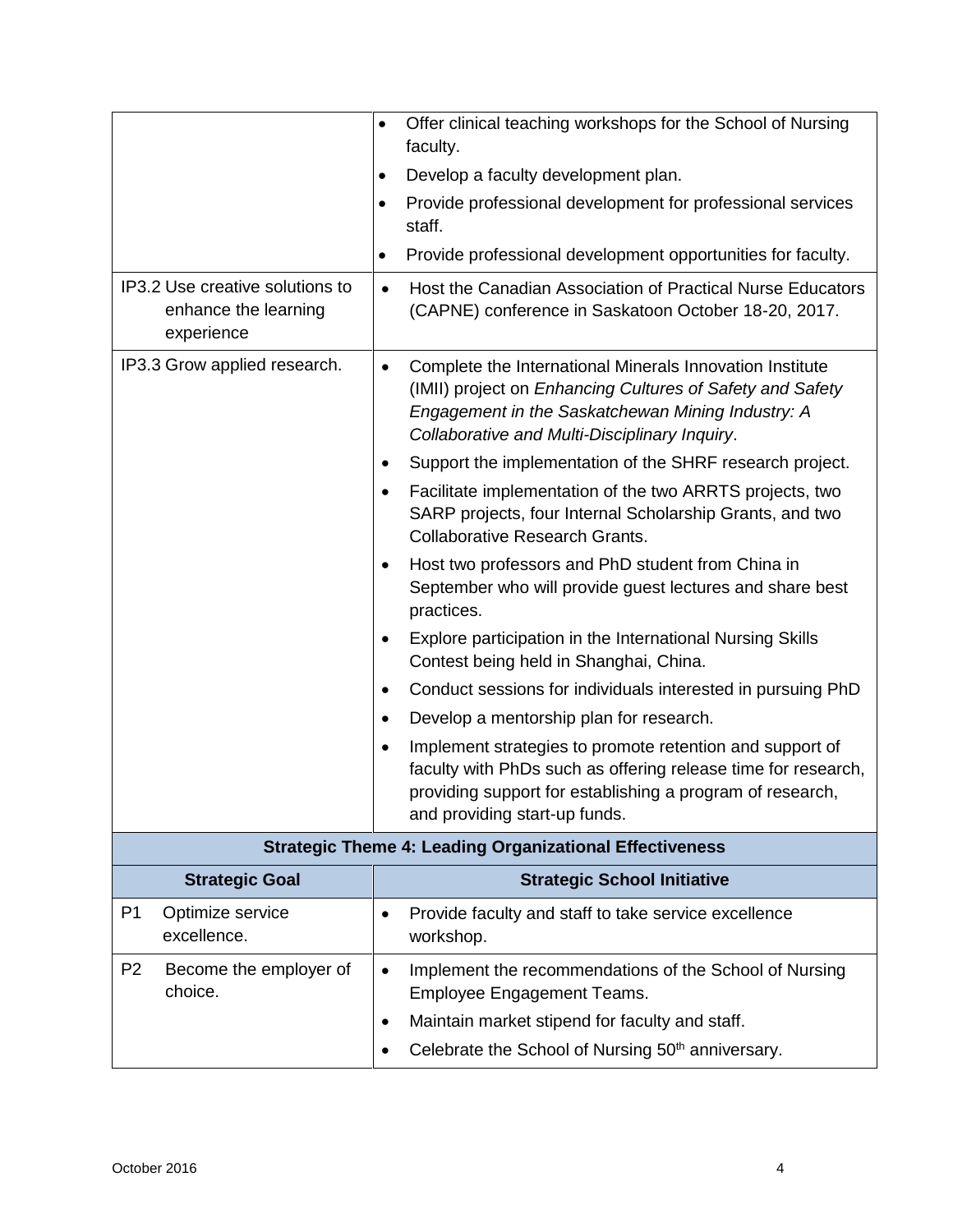| | |
|---|---|
| | • Offer clinical teaching workshops for the School of Nursing faculty.<br>• Develop a faculty development plan.<br>• Provide professional development for professional services staff.<br>• Provide professional development opportunities for faculty. |
| IP3.2 Use creative solutions to enhance the learning experience | • Host the Canadian Association of Practical Nurse Educators (CAPNE) conference in Saskatoon October 18-20, 2017. |
| IP3.3 Grow applied research. | • Complete the International Minerals Innovation Institute (IMII) project on *Enhancing Cultures of Safety and Safety Engagement in the Saskatchewan Mining Industry: A Collaborative and Multi-Disciplinary Inquiry*.<br>• Support the implementation of the SHRF research project.<br>• Facilitate implementation of the two ARRTS projects, two SARP projects, four Internal Scholarship Grants, and two Collaborative Research Grants.<br>• Host two professors and PhD student from China in September who will provide guest lectures and share best practices.<br>• Explore participation in the International Nursing Skills Contest being held in Shanghai, China.<br>• Conduct sessions for individuals interested in pursuing PhD<br>• Develop a mentorship plan for research.<br>• Implement strategies to promote retention and support of faculty with PhDs such as offering release time for research, providing support for establishing a program of research, and providing start-up funds. |
| **Strategic Theme 4: Leading Organizational Effectiveness** | |
| **Strategic Goal** | **Strategic School Initiative** |
| P1 Optimize service excellence. | • Provide faculty and staff to take service excellence workshop. |
| P2 Become the employer of choice. | • Implement the recommendations of the School of Nursing Employee Engagement Teams.<br>• Maintain market stipend for faculty and staff.<br>• Celebrate the School of Nursing 50th anniversary. |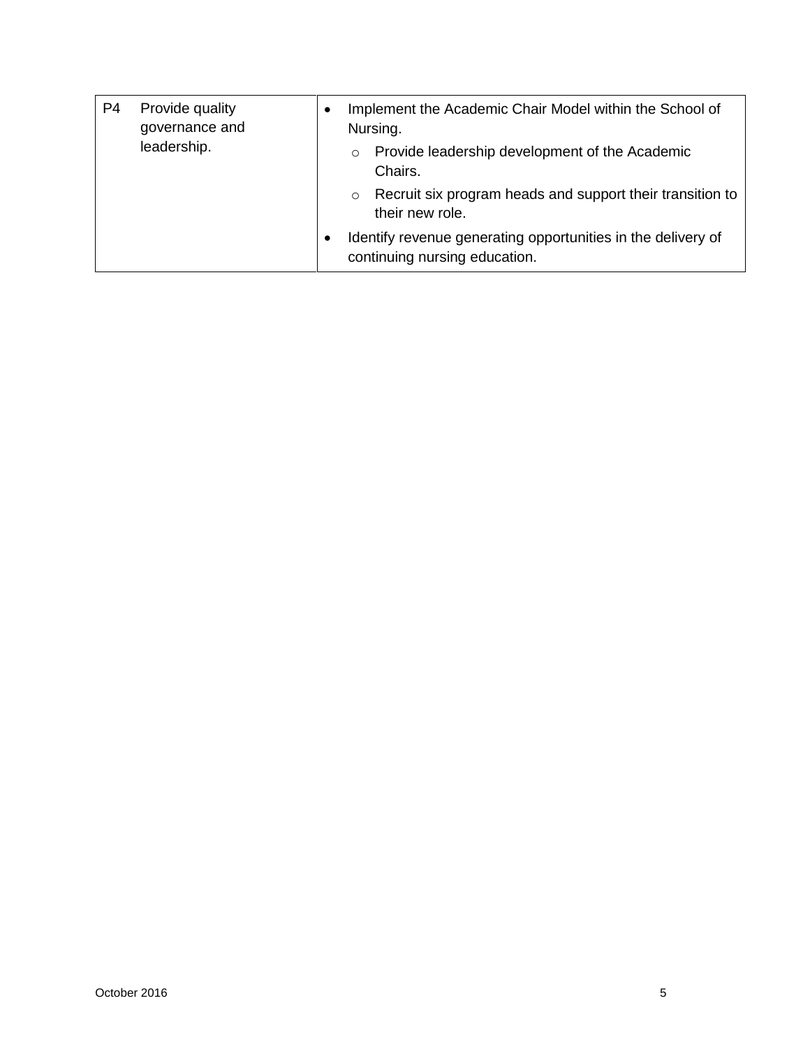| | | |
|---|---|---|
| P4 | Provide quality governance and leadership. | • Implement the Academic Chair Model within the School of Nursing.<br>  ○ Provide leadership development of the Academic Chairs.<br>  ○ Recruit six program heads and support their transition to their new role.<br>• Identify revenue generating opportunities in the delivery of continuing nursing education. |